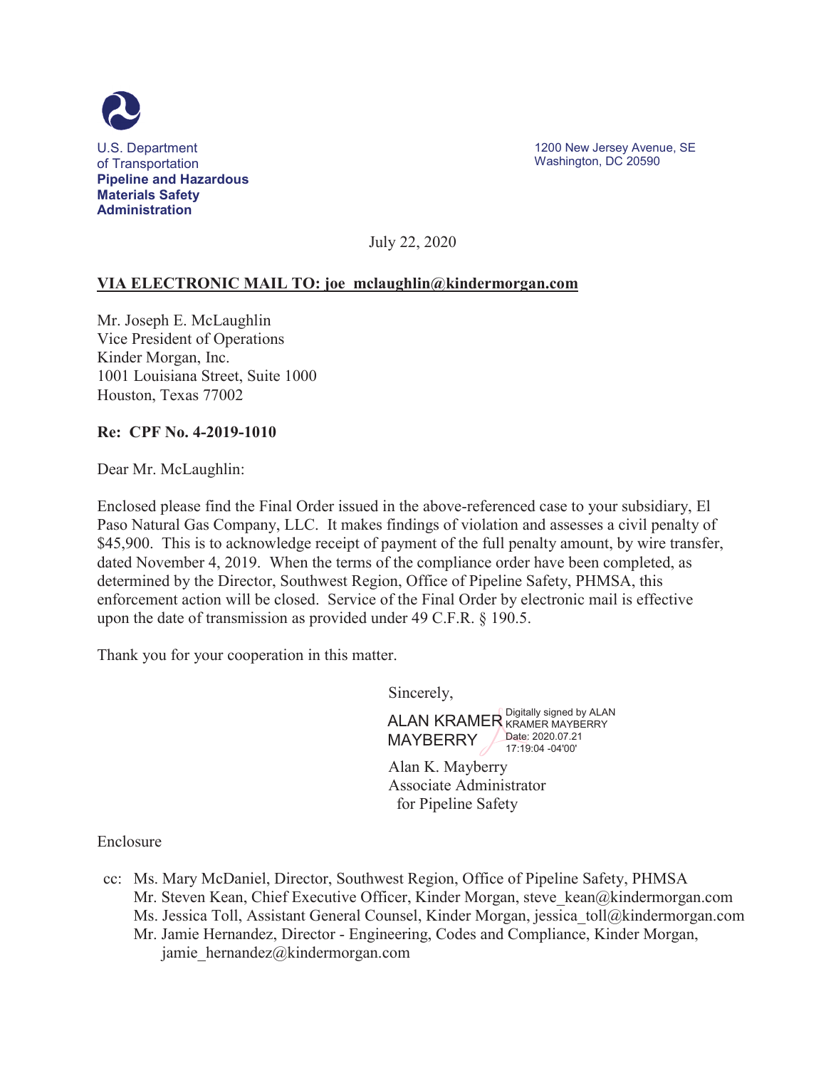U.S. Department of Transportation
**Pipeline and Hazardous Materials Safety Administration**

1200 New Jersey Avenue, SE
Washington, DC 20590

July 22, 2020

**VIA ELECTRONIC MAIL TO: joe_mclaughlin@kindermorgan.com**

Mr. Joseph E. McLaughlin
Vice President of Operations
Kinder Morgan, Inc.
1001 Louisiana Street, Suite 1000
Houston, Texas 77002

**Re: CPF No. 4-2019-1010**

Dear Mr. McLaughlin:

Enclosed please find the Final Order issued in the above-referenced case to your subsidiary, El Paso Natural Gas Company, LLC. It makes findings of violation and assesses a civil penalty of $45,900. This is to acknowledge receipt of payment of the full penalty amount, by wire transfer, dated November 4, 2019. When the terms of the compliance order have been completed, as determined by the Director, Southwest Region, Office of Pipeline Safety, PHMSA, this enforcement action will be closed. Service of the Final Order by electronic mail is effective upon the date of transmission as provided under 49 C.F.R. § 190.5.

Thank you for your cooperation in this matter.

Sincerely,

ALAN KRAMER MAYBERRY
Digitally signed by ALAN KRAMER MAYBERRY
Date: 2020.07.21 17:19:04 -04'00'

Alan K. Mayberry
Associate Administrator
for Pipeline Safety

Enclosure

cc: Ms. Mary McDaniel, Director, Southwest Region, Office of Pipeline Safety, PHMSA
Mr. Steven Kean, Chief Executive Officer, Kinder Morgan, steve_kean@kindermorgan.com
Ms. Jessica Toll, Assistant General Counsel, Kinder Morgan, jessica_toll@kindermorgan.com
Mr. Jamie Hernandez, Director - Engineering, Codes and Compliance, Kinder Morgan, jamie_hernandez@kindermorgan.com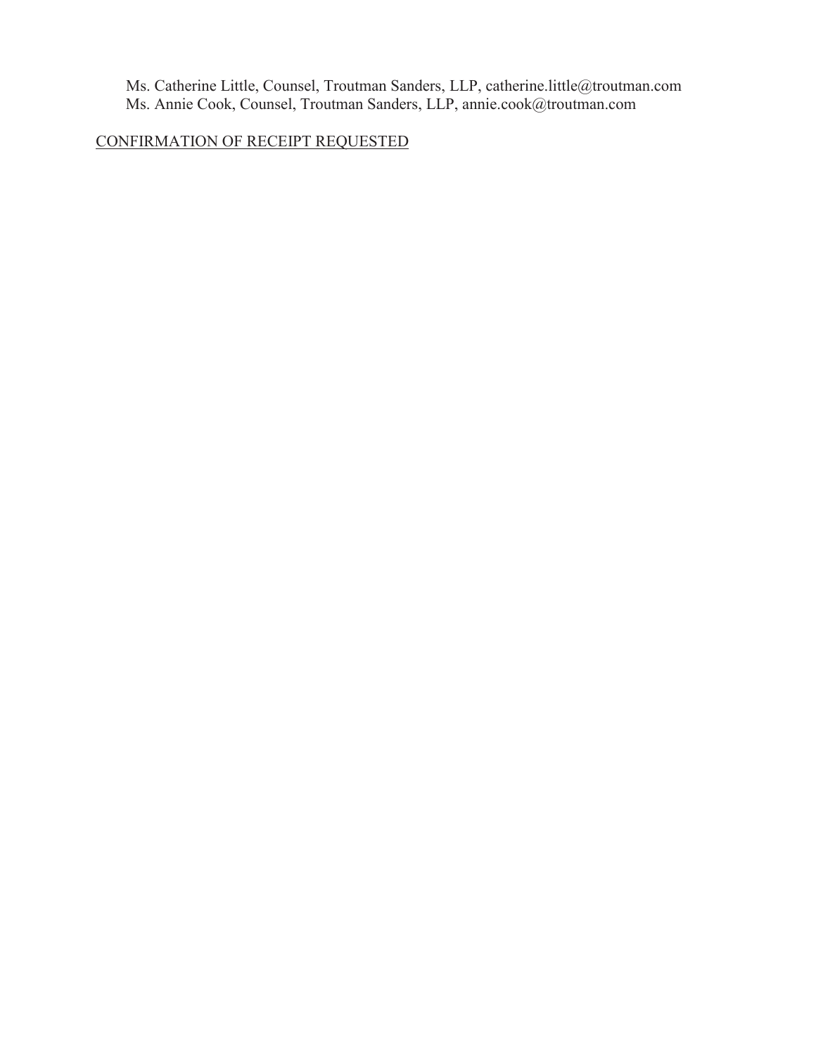Ms. Catherine Little, Counsel, Troutman Sanders, LLP, catherine.little@troutman.com
Ms. Annie Cook, Counsel, Troutman Sanders, LLP, annie.cook@troutman.com

<u>CONFIRMATION OF RECEIPT REQUESTED</u>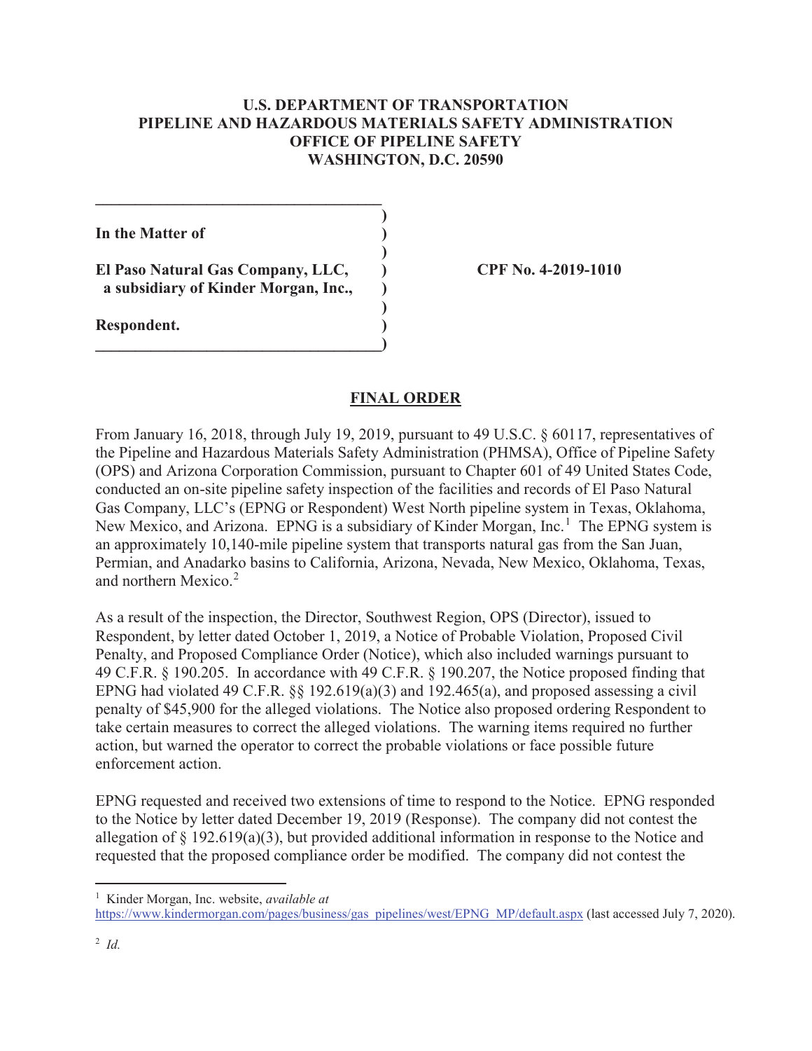**U.S. DEPARTMENT OF TRANSPORTATION**
**PIPELINE AND HAZARDOUS MATERIALS SAFETY ADMINISTRATION**
**OFFICE OF PIPELINE SAFETY**
**WASHINGTON, D.C. 20590**

| | |
|---|---|
| **In the Matter of** | |
| **El Paso Natural Gas Company, LLC, a subsidiary of Kinder Morgan, Inc.,** | **CPF No. 4-2019-1010** |
| **Respondent.** | |

## FINAL ORDER

From January 16, 2018, through July 19, 2019, pursuant to 49 U.S.C. § 60117, representatives of the Pipeline and Hazardous Materials Safety Administration (PHMSA), Office of Pipeline Safety (OPS) and Arizona Corporation Commission, pursuant to Chapter 601 of 49 United States Code, conducted an on-site pipeline safety inspection of the facilities and records of El Paso Natural Gas Company, LLC's (EPNG or Respondent) West North pipeline system in Texas, Oklahoma, New Mexico, and Arizona. EPNG is a subsidiary of Kinder Morgan, Inc.[1] The EPNG system is an approximately 10,140-mile pipeline system that transports natural gas from the San Juan, Permian, and Anadarko basins to California, Arizona, Nevada, New Mexico, Oklahoma, Texas, and northern Mexico.[2]

As a result of the inspection, the Director, Southwest Region, OPS (Director), issued to Respondent, by letter dated October 1, 2019, a Notice of Probable Violation, Proposed Civil Penalty, and Proposed Compliance Order (Notice), which also included warnings pursuant to 49 C.F.R. § 190.205. In accordance with 49 C.F.R. § 190.207, the Notice proposed finding that EPNG had violated 49 C.F.R. §§ 192.619(a)(3) and 192.465(a), and proposed assessing a civil penalty of $45,900 for the alleged violations. The Notice also proposed ordering Respondent to take certain measures to correct the alleged violations. The warning items required no further action, but warned the operator to correct the probable violations or face possible future enforcement action.

EPNG requested and received two extensions of time to respond to the Notice. EPNG responded to the Notice by letter dated December 19, 2019 (Response). The company did not contest the allegation of § 192.619(a)(3), but provided additional information in response to the Notice and requested that the proposed compliance order be modified. The company did not contest the

---

[1] Kinder Morgan, Inc. website, *available at* https://www.kindermorgan.com/pages/business/gas_pipelines/west/EPNG_MP/default.aspx (last accessed July 7, 2020).

[2] *Id.*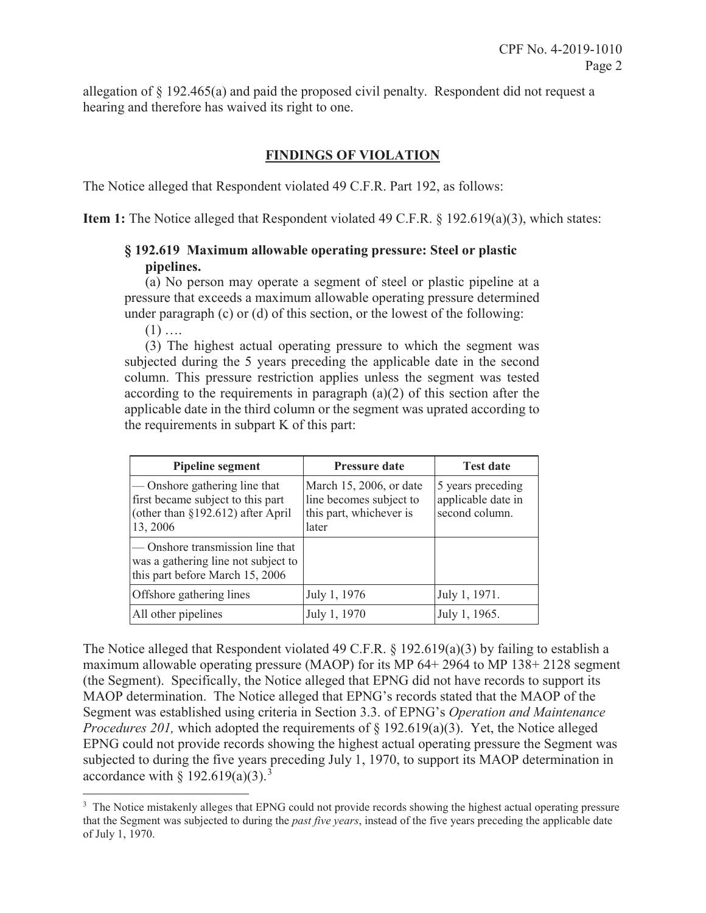allegation of § 192.465(a) and paid the proposed civil penalty. Respondent did not request a hearing and therefore has waived its right to one.

## FINDINGS OF VIOLATION

The Notice alleged that Respondent violated 49 C.F.R. Part 192, as follows:

**Item 1:** The Notice alleged that Respondent violated 49 C.F.R. § 192.619(a)(3), which states:

> **§ 192.619 Maximum allowable operating pressure: Steel or plastic pipelines.**
>
> (a) No person may operate a segment of steel or plastic pipeline at a pressure that exceeds a maximum allowable operating pressure determined under paragraph (c) or (d) of this section, or the lowest of the following:
>
> (1) ….
>
> (3) The highest actual operating pressure to which the segment was subjected during the 5 years preceding the applicable date in the second column. This pressure restriction applies unless the segment was tested according to the requirements in paragraph (a)(2) of this section after the applicable date in the third column or the segment was uprated according to the requirements in subpart K of this part:

| Pipeline segment | Pressure date | Test date |
|---|---|---|
| — Onshore gathering line that first became subject to this part (other than §192.612) after April 13, 2006 | March 15, 2006, or date line becomes subject to this part, whichever is later | 5 years preceding applicable date in second column. |
| — Onshore transmission line that was a gathering line not subject to this part before March 15, 2006 | | |
| Offshore gathering lines | July 1, 1976 | July 1, 1971. |
| All other pipelines | July 1, 1970 | July 1, 1965. |

The Notice alleged that Respondent violated 49 C.F.R. § 192.619(a)(3) by failing to establish a maximum allowable operating pressure (MAOP) for its MP 64+ 2964 to MP 138+ 2128 segment (the Segment). Specifically, the Notice alleged that EPNG did not have records to support its MAOP determination. The Notice alleged that EPNG's records stated that the MAOP of the Segment was established using criteria in Section 3.3. of EPNG's *Operation and Maintenance Procedures 201,* which adopted the requirements of § 192.619(a)(3). Yet, the Notice alleged EPNG could not provide records showing the highest actual operating pressure the Segment was subjected to during the five years preceding July 1, 1970, to support its MAOP determination in accordance with § 192.619(a)(3).[3]

[3] The Notice mistakenly alleges that EPNG could not provide records showing the highest actual operating pressure that the Segment was subjected to during the *past five years*, instead of the five years preceding the applicable date of July 1, 1970.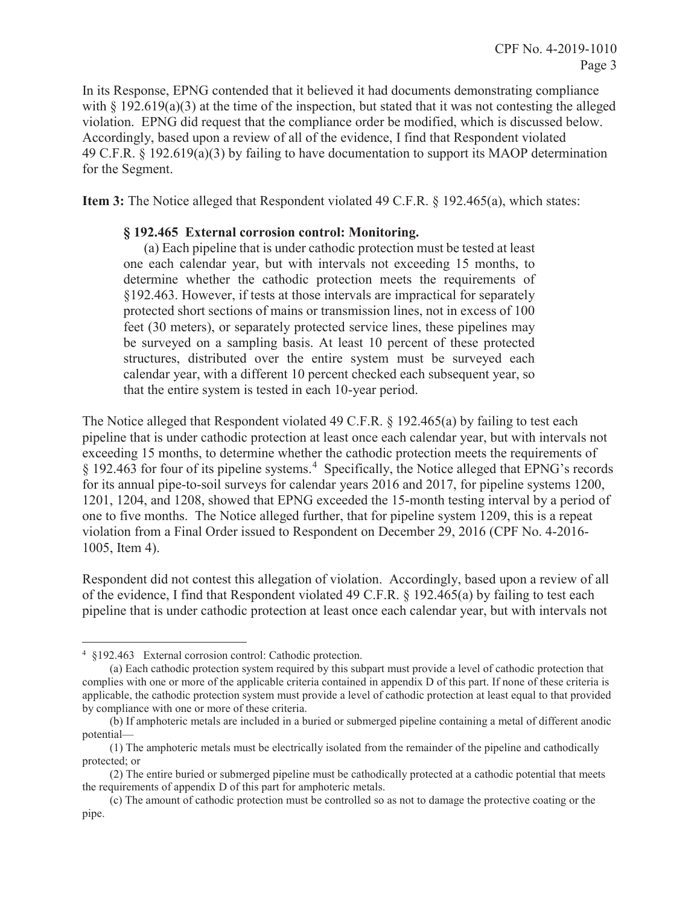In its Response, EPNG contended that it believed it had documents demonstrating compliance with § 192.619(a)(3) at the time of the inspection, but stated that it was not contesting the alleged violation. EPNG did request that the compliance order be modified, which is discussed below. Accordingly, based upon a review of all of the evidence, I find that Respondent violated 49 C.F.R. § 192.619(a)(3) by failing to have documentation to support its MAOP determination for the Segment.

**Item 3:** The Notice alleged that Respondent violated 49 C.F.R. § 192.465(a), which states:

> **§ 192.465 External corrosion control: Monitoring.**
>
> (a) Each pipeline that is under cathodic protection must be tested at least one each calendar year, but with intervals not exceeding 15 months, to determine whether the cathodic protection meets the requirements of §192.463. However, if tests at those intervals are impractical for separately protected short sections of mains or transmission lines, not in excess of 100 feet (30 meters), or separately protected service lines, these pipelines may be surveyed on a sampling basis. At least 10 percent of these protected structures, distributed over the entire system must be surveyed each calendar year, with a different 10 percent checked each subsequent year, so that the entire system is tested in each 10-year period.

The Notice alleged that Respondent violated 49 C.F.R. § 192.465(a) by failing to test each pipeline that is under cathodic protection at least once each calendar year, but with intervals not exceeding 15 months, to determine whether the cathodic protection meets the requirements of § 192.463 for four of its pipeline systems.[4] Specifically, the Notice alleged that EPNG's records for its annual pipe-to-soil surveys for calendar years 2016 and 2017, for pipeline systems 1200, 1201, 1204, and 1208, showed that EPNG exceeded the 15-month testing interval by a period of one to five months. The Notice alleged further, that for pipeline system 1209, this is a repeat violation from a Final Order issued to Respondent on December 29, 2016 (CPF No. 4-2016-1005, Item 4).

Respondent did not contest this allegation of violation. Accordingly, based upon a review of all of the evidence, I find that Respondent violated 49 C.F.R. § 192.465(a) by failing to test each pipeline that is under cathodic protection at least once each calendar year, but with intervals not

---

[4] §192.463 External corrosion control: Cathodic protection.

(a) Each cathodic protection system required by this subpart must provide a level of cathodic protection that complies with one or more of the applicable criteria contained in appendix D of this part. If none of these criteria is applicable, the cathodic protection system must provide a level of cathodic protection at least equal to that provided by compliance with one or more of these criteria.

(b) If amphoteric metals are included in a buried or submerged pipeline containing a metal of different anodic potential—

(1) The amphoteric metals must be electrically isolated from the remainder of the pipeline and cathodically protected; or

(2) The entire buried or submerged pipeline must be cathodically protected at a cathodic potential that meets the requirements of appendix D of this part for amphoteric metals.

(c) The amount of cathodic protection must be controlled so as not to damage the protective coating or the pipe.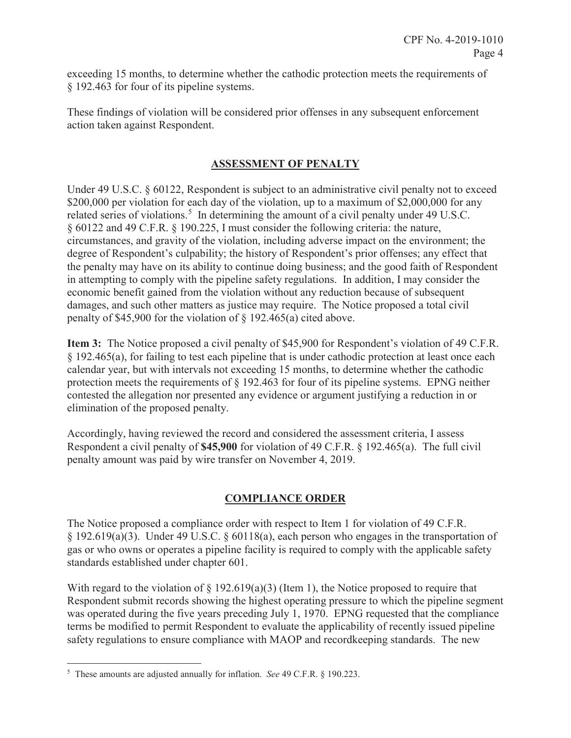exceeding 15 months, to determine whether the cathodic protection meets the requirements of § 192.463 for four of its pipeline systems.

These findings of violation will be considered prior offenses in any subsequent enforcement action taken against Respondent.

## ASSESSMENT OF PENALTY

Under 49 U.S.C. § 60122, Respondent is subject to an administrative civil penalty not to exceed $200,000 per violation for each day of the violation, up to a maximum of $2,000,000 for any related series of violations.[5] In determining the amount of a civil penalty under 49 U.S.C. § 60122 and 49 C.F.R. § 190.225, I must consider the following criteria: the nature, circumstances, and gravity of the violation, including adverse impact on the environment; the degree of Respondent's culpability; the history of Respondent's prior offenses; any effect that the penalty may have on its ability to continue doing business; and the good faith of Respondent in attempting to comply with the pipeline safety regulations. In addition, I may consider the economic benefit gained from the violation without any reduction because of subsequent damages, and such other matters as justice may require. The Notice proposed a total civil penalty of $45,900 for the violation of § 192.465(a) cited above.

**Item 3:** The Notice proposed a civil penalty of $45,900 for Respondent's violation of 49 C.F.R. § 192.465(a), for failing to test each pipeline that is under cathodic protection at least once each calendar year, but with intervals not exceeding 15 months, to determine whether the cathodic protection meets the requirements of § 192.463 for four of its pipeline systems. EPNG neither contested the allegation nor presented any evidence or argument justifying a reduction in or elimination of the proposed penalty.

Accordingly, having reviewed the record and considered the assessment criteria, I assess Respondent a civil penalty of **$45,900** for violation of 49 C.F.R. § 192.465(a). The full civil penalty amount was paid by wire transfer on November 4, 2019.

## COMPLIANCE ORDER

The Notice proposed a compliance order with respect to Item 1 for violation of 49 C.F.R. § 192.619(a)(3). Under 49 U.S.C. § 60118(a), each person who engages in the transportation of gas or who owns or operates a pipeline facility is required to comply with the applicable safety standards established under chapter 601.

With regard to the violation of § 192.619(a)(3) (Item 1), the Notice proposed to require that Respondent submit records showing the highest operating pressure to which the pipeline segment was operated during the five years preceding July 1, 1970. EPNG requested that the compliance terms be modified to permit Respondent to evaluate the applicability of recently issued pipeline safety regulations to ensure compliance with MAOP and recordkeeping standards. The new

---

[5] These amounts are adjusted annually for inflation. *See* 49 C.F.R. § 190.223.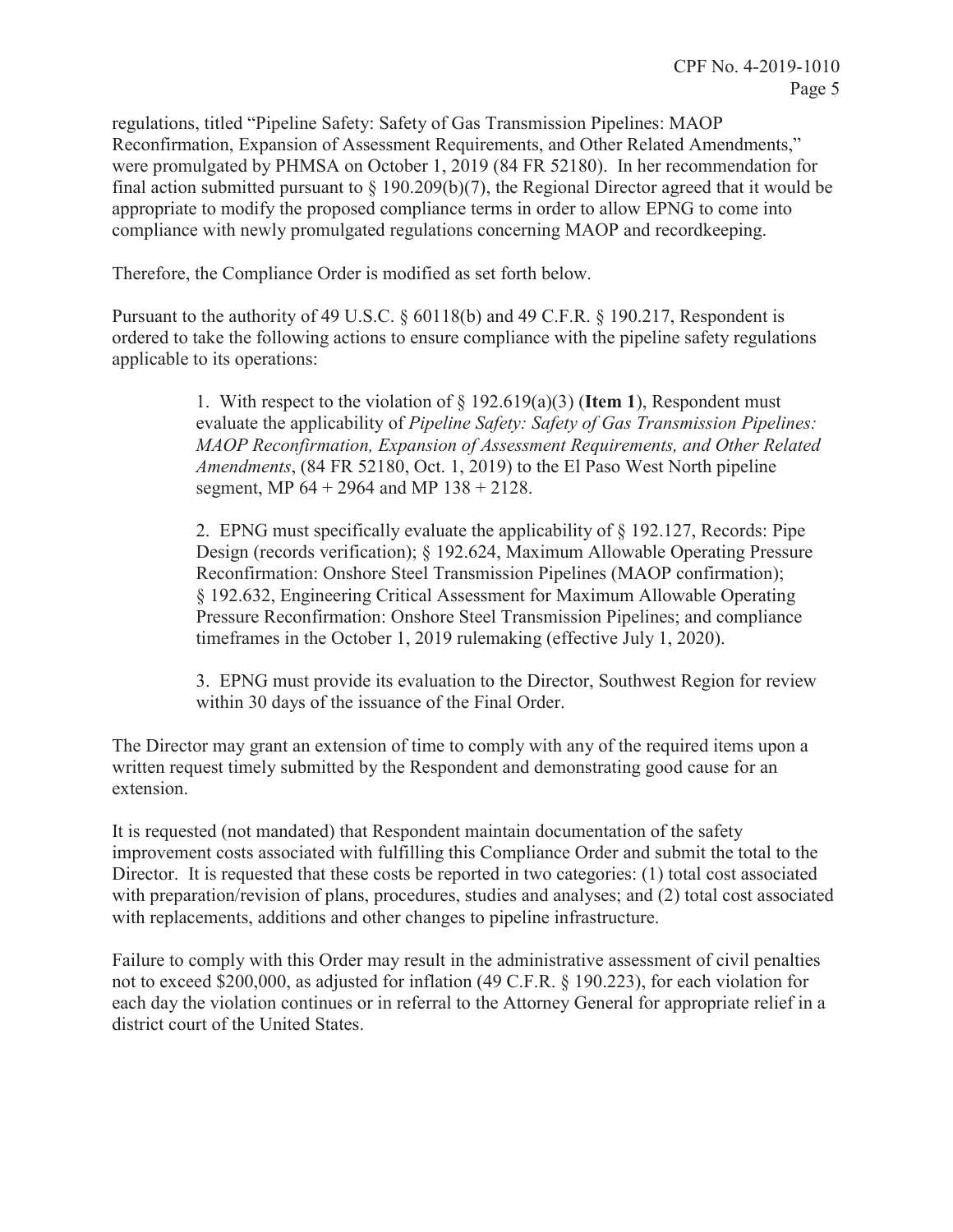regulations, titled "Pipeline Safety: Safety of Gas Transmission Pipelines: MAOP Reconfirmation, Expansion of Assessment Requirements, and Other Related Amendments," were promulgated by PHMSA on October 1, 2019 (84 FR 52180). In her recommendation for final action submitted pursuant to § 190.209(b)(7), the Regional Director agreed that it would be appropriate to modify the proposed compliance terms in order to allow EPNG to come into compliance with newly promulgated regulations concerning MAOP and recordkeeping.

Therefore, the Compliance Order is modified as set forth below.

Pursuant to the authority of 49 U.S.C. § 60118(b) and 49 C.F.R. § 190.217, Respondent is ordered to take the following actions to ensure compliance with the pipeline safety regulations applicable to its operations:

> 1. With respect to the violation of § 192.619(a)(3) (**Item 1**), Respondent must evaluate the applicability of *Pipeline Safety: Safety of Gas Transmission Pipelines: MAOP Reconfirmation, Expansion of Assessment Requirements, and Other Related Amendments*, (84 FR 52180, Oct. 1, 2019) to the El Paso West North pipeline segment, MP 64 + 2964 and MP 138 + 2128.
>
> 2. EPNG must specifically evaluate the applicability of § 192.127, Records: Pipe Design (records verification); § 192.624, Maximum Allowable Operating Pressure Reconfirmation: Onshore Steel Transmission Pipelines (MAOP confirmation); § 192.632, Engineering Critical Assessment for Maximum Allowable Operating Pressure Reconfirmation: Onshore Steel Transmission Pipelines; and compliance timeframes in the October 1, 2019 rulemaking (effective July 1, 2020).
>
> 3. EPNG must provide its evaluation to the Director, Southwest Region for review within 30 days of the issuance of the Final Order.

The Director may grant an extension of time to comply with any of the required items upon a written request timely submitted by the Respondent and demonstrating good cause for an extension.

It is requested (not mandated) that Respondent maintain documentation of the safety improvement costs associated with fulfilling this Compliance Order and submit the total to the Director. It is requested that these costs be reported in two categories: (1) total cost associated with preparation/revision of plans, procedures, studies and analyses; and (2) total cost associated with replacements, additions and other changes to pipeline infrastructure.

Failure to comply with this Order may result in the administrative assessment of civil penalties not to exceed $200,000, as adjusted for inflation (49 C.F.R. § 190.223), for each violation for each day the violation continues or in referral to the Attorney General for appropriate relief in a district court of the United States.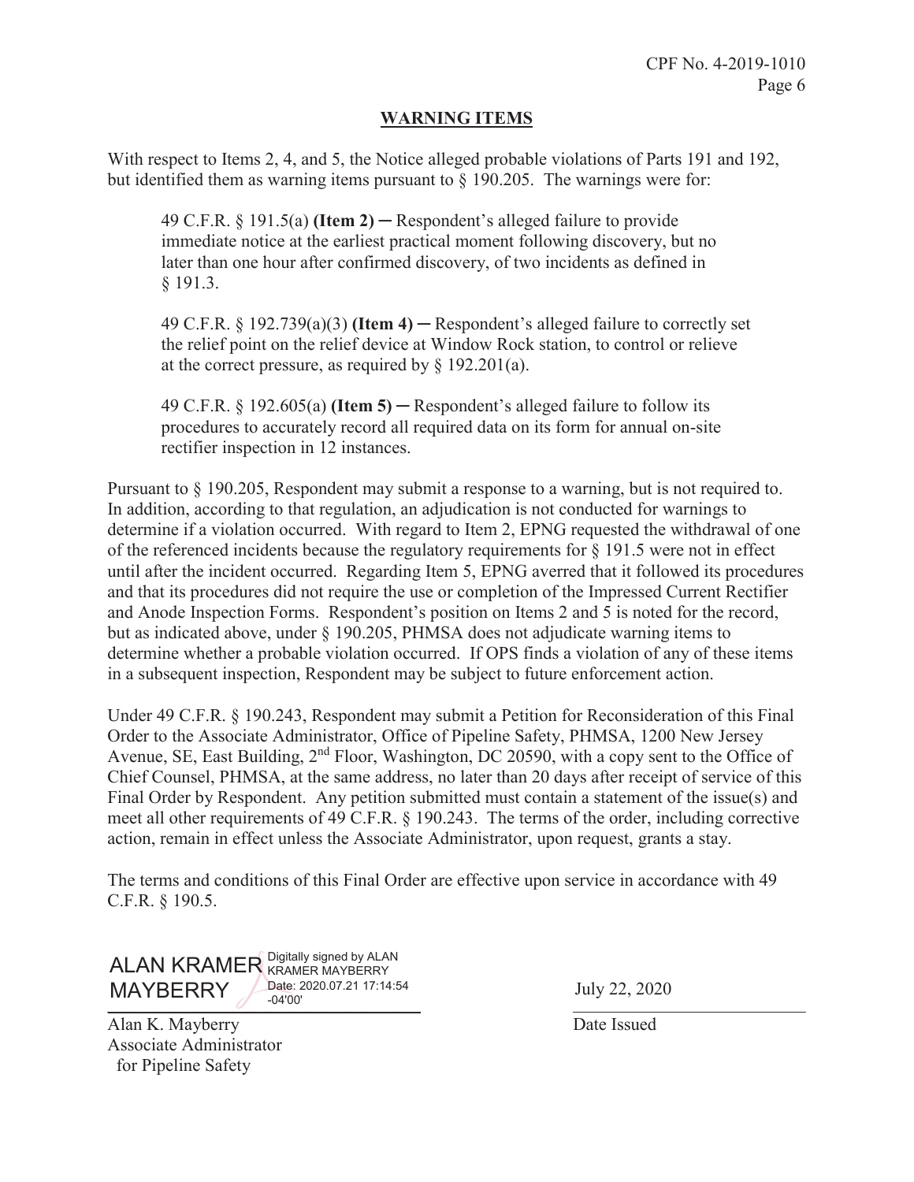## WARNING ITEMS

With respect to Items 2, 4, and 5, the Notice alleged probable violations of Parts 191 and 192, but identified them as warning items pursuant to § 190.205. The warnings were for:

> 49 C.F.R. § 191.5(a) **(Item 2)** ─ Respondent's alleged failure to provide immediate notice at the earliest practical moment following discovery, but no later than one hour after confirmed discovery, of two incidents as defined in § 191.3.
>
> 49 C.F.R. § 192.739(a)(3) **(Item 4)** ─ Respondent's alleged failure to correctly set the relief point on the relief device at Window Rock station, to control or relieve at the correct pressure, as required by § 192.201(a).
>
> 49 C.F.R. § 192.605(a) **(Item 5)** ─ Respondent's alleged failure to follow its procedures to accurately record all required data on its form for annual on-site rectifier inspection in 12 instances.

Pursuant to § 190.205, Respondent may submit a response to a warning, but is not required to. In addition, according to that regulation, an adjudication is not conducted for warnings to determine if a violation occurred. With regard to Item 2, EPNG requested the withdrawal of one of the referenced incidents because the regulatory requirements for § 191.5 were not in effect until after the incident occurred. Regarding Item 5, EPNG averred that it followed its procedures and that its procedures did not require the use or completion of the Impressed Current Rectifier and Anode Inspection Forms. Respondent's position on Items 2 and 5 is noted for the record, but as indicated above, under § 190.205, PHMSA does not adjudicate warning items to determine whether a probable violation occurred. If OPS finds a violation of any of these items in a subsequent inspection, Respondent may be subject to future enforcement action.

Under 49 C.F.R. § 190.243, Respondent may submit a Petition for Reconsideration of this Final Order to the Associate Administrator, Office of Pipeline Safety, PHMSA, 1200 New Jersey Avenue, SE, East Building, 2nd Floor, Washington, DC 20590, with a copy sent to the Office of Chief Counsel, PHMSA, at the same address, no later than 20 days after receipt of service of this Final Order by Respondent. Any petition submitted must contain a statement of the issue(s) and meet all other requirements of 49 C.F.R. § 190.243. The terms of the order, including corrective action, remain in effect unless the Associate Administrator, upon request, grants a stay.

The terms and conditions of this Final Order are effective upon service in accordance with 49 C.F.R. § 190.5.

ALAN KRAMER MAYBERRY — Digitally signed by ALAN KRAMER MAYBERRY Date: 2020.07.21 17:14:54 -04'00'

Alan K. Mayberry
Associate Administrator
for Pipeline Safety

July 22, 2020
Date Issued